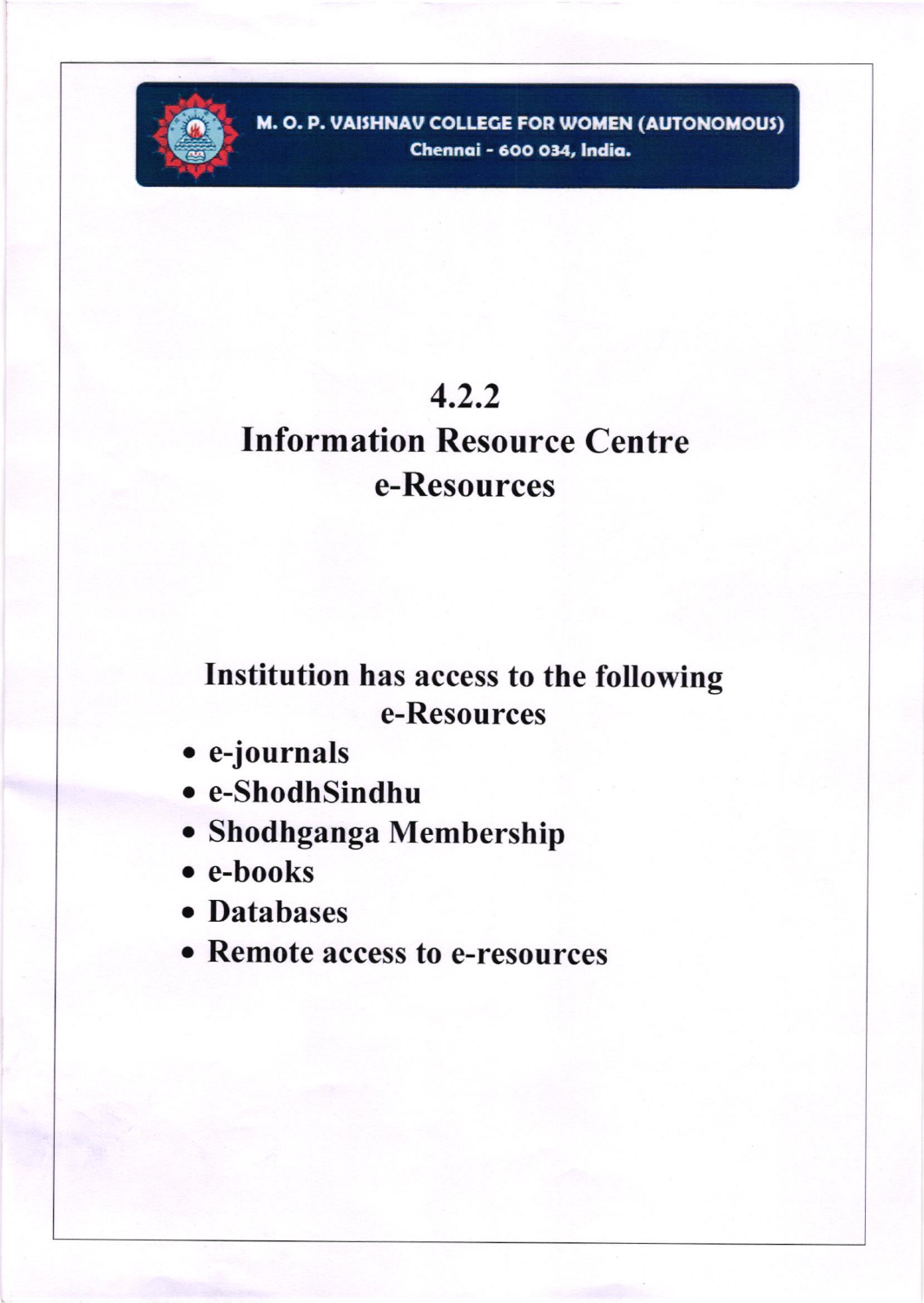**M. O. P. VAISHNAV COLLEGE FOR WOMEN (AUTONOMOUS)**
**Chennai - 600 034, India.**

# 4.2.2
# Information Resource Centre
# e-Resources

## Institution has access to the following e-Resources

- e-journals
- e-ShodhSindhu
- Shodhganga Membership
- e-books
- Databases
- Remote access to e-resources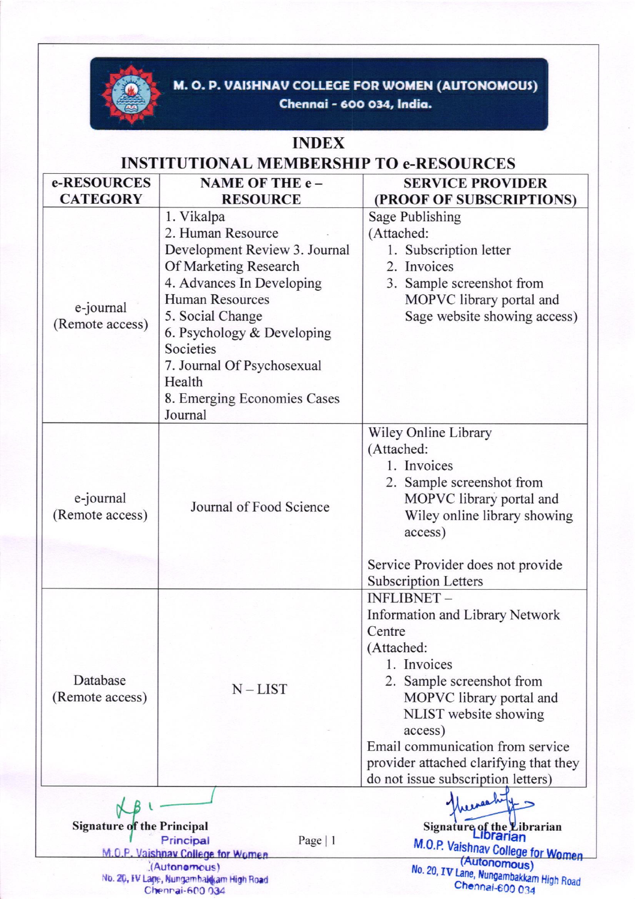**M. O. P. VAISHNAV COLLEGE FOR WOMEN (AUTONOMOUS)**
**Chennai - 600 034, India.**

# INDEX

## INSTITUTIONAL MEMBERSHIP TO e-RESOURCES

| e-RESOURCES CATEGORY | NAME OF THE e – RESOURCE | SERVICE PROVIDER (PROOF OF SUBSCRIPTIONS) |
|---|---|---|
| e-journal (Remote access) | 1. Vikalpa<br>2. Human Resource Development Review 3. Journal Of Marketing Research<br>4. Advances In Developing Human Resources<br>5. Social Change<br>6. Psychology & Developing Societies<br>7. Journal Of Psychosexual Health<br>8. Emerging Economies Cases Journal | Sage Publishing<br>(Attached:<br>1. Subscription letter<br>2. Invoices<br>3. Sample screenshot from MOPVC library portal and Sage website showing access) |
| e-journal (Remote access) | Journal of Food Science | Wiley Online Library<br>(Attached:<br>1. Invoices<br>2. Sample screenshot from MOPVC library portal and Wiley online library showing access)<br><br>Service Provider does not provide Subscription Letters |
| Database (Remote access) | N – LIST | INFLIBNET – Information and Library Network Centre<br>(Attached:<br>1. Invoices<br>2. Sample screenshot from MOPVC library portal and NLIST website showing access)<br>Email communication from service provider attached clarifying that they do not issue subscription letters) |

**Signature of the Principal**
Principal
M.O.P. Vaishnav College for Women
(Autonomous)
No. 20, IV Lane, Nungambakkam High Road
Chennai-600 034

**Signature of the Librarian**
Librarian
M.O.P. Vaishnav College for Women
(Autonomous)
No. 20, IV Lane, Nungambakkam High Road
Chennai-600 034